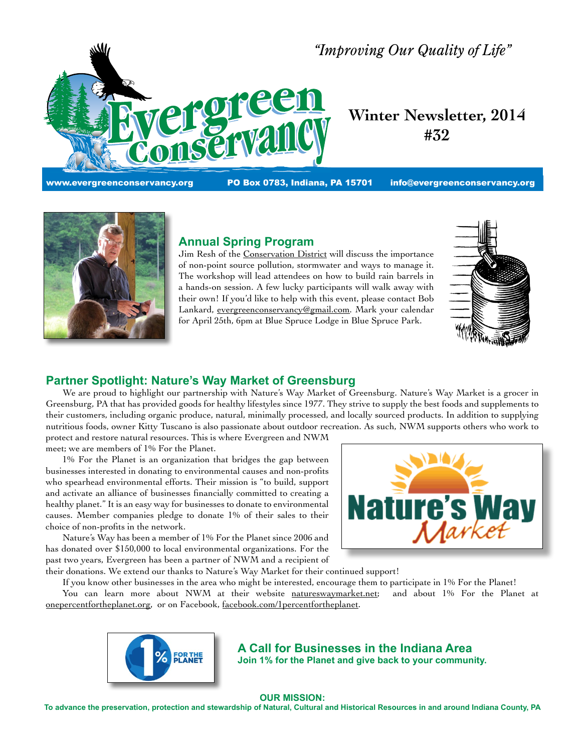*"Improving Our Quality of Life"*

# Evergreen Conservancy

## Winter Newsletter, 2014 #32

www.evergreenconservancy.org PO Box 0783, Indiana, PA 15701 info@evergreenconservancy.org

## Annual Spring Program

Jim Resh of the Conservation District will discuss the importance of non-point source pollution, stormwater and ways to manage it. The workshop will lead attendees on how to build rain barrels in a hands-on session. A few lucky participants will walk away with their own! If you'd like to help with this event, please contact Bob Lankard, evergreenconservancy@gmail.com. Mark your calendar for April 25th, 6pm at Blue Spruce Lodge in Blue Spruce Park.

## Partner Spotlight: Nature's Way Market of Greensburg

We are proud to highlight our partnership with Nature's Way Market of Greensburg. Nature's Way Market is a grocer in Greensburg, PA that has provided goods for healthy lifestyles since 1977. They strive to supply the best foods and supplements to their customers, including organic produce, natural, minimally processed, and locally sourced products. In addition to supplying nutritious foods, owner Kitty Tuscano is also passionate about outdoor recreation. As such, NWM supports others who work to protect and restore natural resources. This is where Evergreen and NWM meet; we are members of 1% For the Planet.

1% For the Planet is an organization that bridges the gap between businesses interested in donating to environmental causes and non-profits who spearhead environmental efforts. Their mission is "to build, support and activate an alliance of businesses financially committed to creating a healthy planet." It is an easy way for businesses to donate to environmental causes. Member companies pledge to donate 1% of their sales to their choice of non-profits in the network.

Nature's Way has been a member of 1% For the Planet since 2006 and has donated over $150,000 to local environmental organizations. For the past two years, Evergreen has been a partner of NWM and a recipient of their donations. We extend our thanks to Nature's Way Market for their continued support!

If you know other businesses in the area who might be interested, encourage them to participate in 1% For the Planet!

You can learn more about NWM at their website natureswaymarket.net; and about 1% For the Planet at onepercentfortheplanet.org, or on Facebook, facebook.com/1percentfortheplanet.

### A Call for Businesses in the Indiana Area

**Join 1% for the Planet and give back to your community.**

**OUR MISSION:**

**To advance the preservation, protection and stewardship of Natural, Cultural and Historical Resources in and around Indiana County, PA**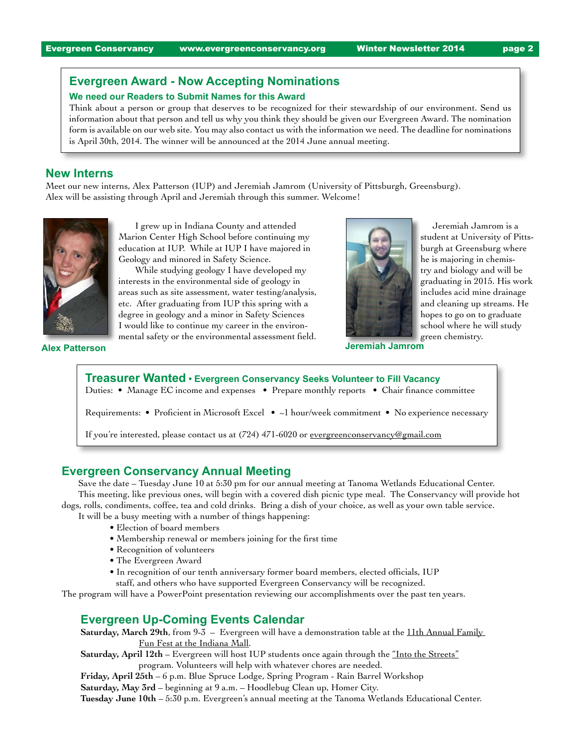## Evergreen Award - Now Accepting Nominations

### We need our Readers to Submit Names for this Award

Think about a person or group that deserves to be recognized for their stewardship of our environment. Send us information about that person and tell us why you think they should be given our Evergreen Award. The nomination form is available on our web site. You may also contact us with the information we need. The deadline for nominations is April 30th, 2014. The winner will be announced at the 2014 June annual meeting.

## New Interns

Meet our new interns, Alex Patterson (IUP) and Jeremiah Jamrom (University of Pittsburgh, Greensburg). Alex will be assisting through April and Jeremiah through this summer. Welcome!

I grew up in Indiana County and attended Marion Center High School before continuing my education at IUP. While at IUP I have majored in Geology and minored in Safety Science.

While studying geology I have developed my interests in the environmental side of geology in areas such as site assessment, water testing/analysis, etc. After graduating from IUP this spring with a degree in geology and a minor in Safety Sciences I would like to continue my career in the environmental safety or the environmental assessment field.

**Alex Patterson**

Jeremiah Jamrom is a student at University of Pittsburgh at Greensburg where he is majoring in chemistry and biology and will be graduating in 2015. His work includes acid mine drainage and cleaning up streams. He hopes to go on to graduate school where he will study green chemistry.

**Jeremiah Jamrom**

## Treasurer Wanted • Evergreen Conservancy Seeks Volunteer to Fill Vacancy

Duties: • Manage EC income and expenses • Prepare monthly reports • Chair finance committee

Requirements: • Proficient in Microsoft Excel • ~1 hour/week commitment • No experience necessary

If you're interested, please contact us at (724) 471-6020 or evergreenconservancy@gmail.com

## Evergreen Conservancy Annual Meeting

Save the date – Tuesday June 10 at 5:30 pm for our annual meeting at Tanoma Wetlands Educational Center.

This meeting, like previous ones, will begin with a covered dish picnic type meal. The Conservancy will provide hot dogs, rolls, condiments, coffee, tea and cold drinks. Bring a dish of your choice, as well as your own table service.

It will be a busy meeting with a number of things happening:

- Election of board members
- Membership renewal or members joining for the first time
- Recognition of volunteers
- The Evergreen Award
- In recognition of our tenth anniversary former board members, elected officials, IUP staff, and others who have supported Evergreen Conservancy will be recognized.

The program will have a PowerPoint presentation reviewing our accomplishments over the past ten years.

## Evergreen Up-Coming Events Calendar

**Saturday, March 29th**, from 9-3 – Evergreen will have a demonstration table at the 11th Annual Family Fun Fest at the Indiana Mall.

**Saturday, April 12th** – Evergreen will host IUP students once again through the "Into the Streets" program. Volunteers will help with whatever chores are needed.

**Friday, April 25th** – 6 p.m. Blue Spruce Lodge, Spring Program - Rain Barrel Workshop

**Saturday, May 3rd** – beginning at 9 a.m. – Hoodlebug Clean up, Homer City.

**Tuesday June 10th** – 5:30 p.m. Evergreen's annual meeting at the Tanoma Wetlands Educational Center.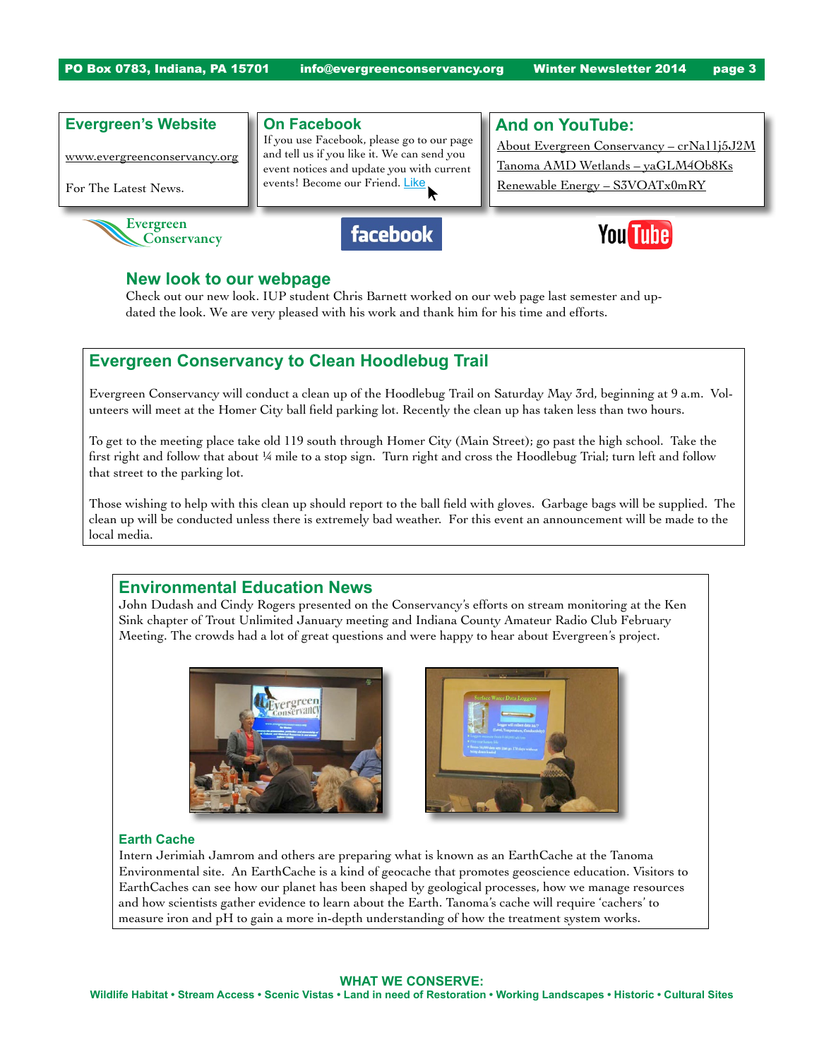## Evergreen's Website

www.evergreenconservancy.org

For The Latest News.

## On Facebook

If you use Facebook, please go to our page and tell us if you like it. We can send you event notices and update you with current events! Become our Friend. Like

## And on YouTube:

About Evergreen Conservancy – crNa11j5J2M

Tanoma AMD Wetlands – yaGLM4Ob8Ks

Renewable Energy – S3VOATx0mRY

## New look to our webpage

Check out our new look. IUP student Chris Barnett worked on our web page last semester and updated the look. We are very pleased with his work and thank him for his time and efforts.

## Evergreen Conservancy to Clean Hoodlebug Trail

Evergreen Conservancy will conduct a clean up of the Hoodlebug Trail on Saturday May 3rd, beginning at 9 a.m. Volunteers will meet at the Homer City ball field parking lot. Recently the clean up has taken less than two hours.

To get to the meeting place take old 119 south through Homer City (Main Street); go past the high school. Take the first right and follow that about ¼ mile to a stop sign. Turn right and cross the Hoodlebug Trial; turn left and follow that street to the parking lot.

Those wishing to help with this clean up should report to the ball field with gloves. Garbage bags will be supplied. The clean up will be conducted unless there is extremely bad weather. For this event an announcement will be made to the local media.

## Environmental Education News

John Dudash and Cindy Rogers presented on the Conservancy's efforts on stream monitoring at the Ken Sink chapter of Trout Unlimited January meeting and Indiana County Amateur Radio Club February Meeting. The crowds had a lot of great questions and were happy to hear about Evergreen's project.

### Earth Cache

Intern Jerimiah Jamrom and others are preparing what is known as an EarthCache at the Tanoma Environmental site. An EarthCache is a kind of geocache that promotes geoscience education. Visitors to EarthCaches can see how our planet has been shaped by geological processes, how we manage resources and how scientists gather evidence to learn about the Earth. Tanoma's cache will require 'cachers' to measure iron and pH to gain a more in-depth understanding of how the treatment system works.

**WHAT WE CONSERVE:**

**Wildlife Habitat • Stream Access • Scenic Vistas • Land in need of Restoration • Working Landscapes • Historic • Cultural Sites**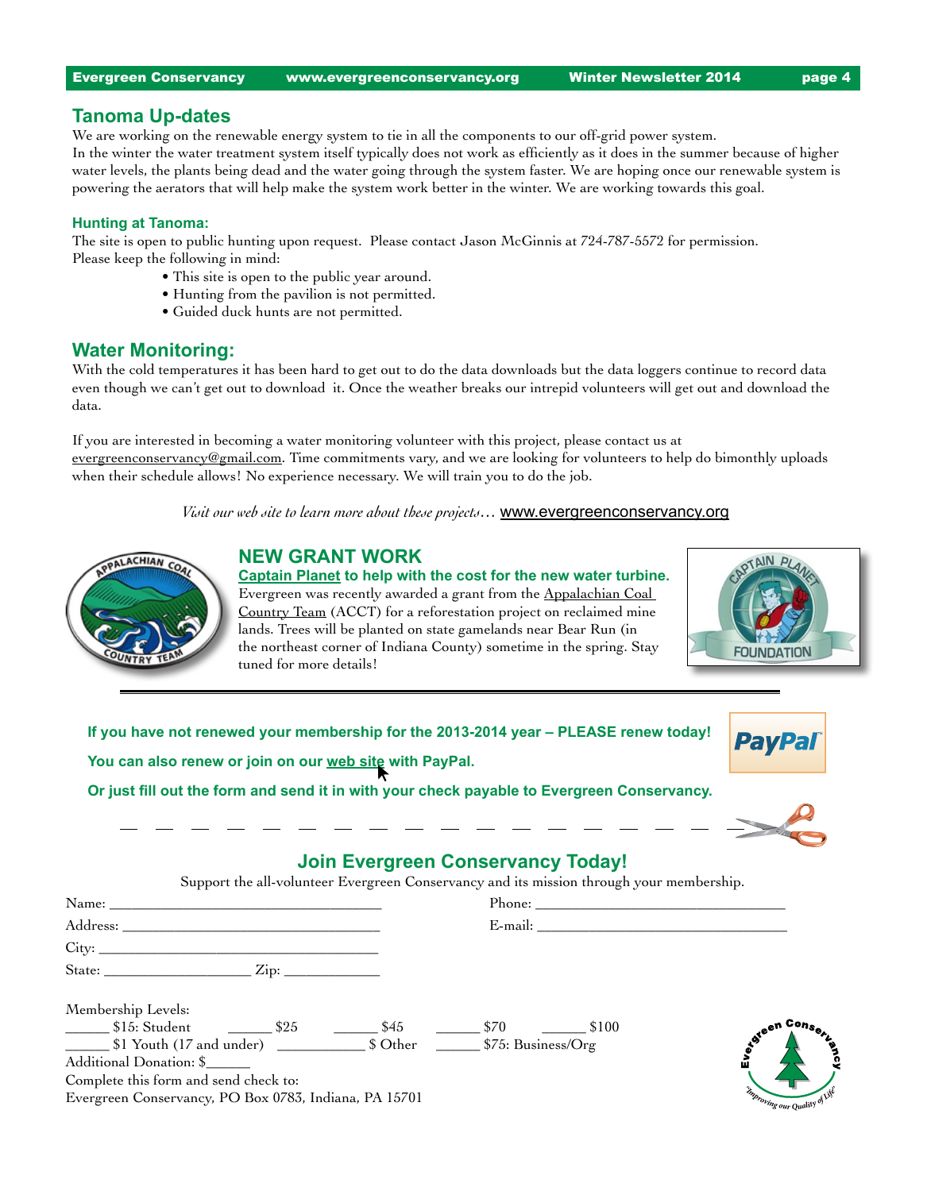## Tanoma Up-dates

We are working on the renewable energy system to tie in all the components to our off-grid power system.
In the winter the water treatment system itself typically does not work as efficiently as it does in the summer because of higher water levels, the plants being dead and the water going through the system faster. We are hoping once our renewable system is powering the aerators that will help make the system work better in the winter. We are working towards this goal.

### Hunting at Tanoma:

The site is open to public hunting upon request. Please contact Jason McGinnis at 724-787-5572 for permission.
Please keep the following in mind:

- This site is open to the public year around.
- Hunting from the pavilion is not permitted.
- Guided duck hunts are not permitted.

## Water Monitoring:

With the cold temperatures it has been hard to get out to do the data downloads but the data loggers continue to record data even though we can't get out to download it. Once the weather breaks our intrepid volunteers will get out and download the data.

If you are interested in becoming a water monitoring volunteer with this project, please contact us at evergreenconservancy@gmail.com. Time commitments vary, and we are looking for volunteers to help do bimonthly uploads when their schedule allows! No experience necessary. We will train you to do the job.

*Visit our web site to learn more about these projects…* www.evergreenconservancy.org

## NEW GRANT WORK

**Captain Planet to help with the cost for the new water turbine.**

Evergreen was recently awarded a grant from the Appalachian Coal Country Team (ACCT) for a reforestation project on reclaimed mine lands. Trees will be planted on state gamelands near Bear Run (in the northeast corner of Indiana County) sometime in the spring. Stay tuned for more details!

---

**If you have not renewed your membership for the 2013-2014 year – PLEASE renew today!**

**You can also renew or join on our web site with PayPal.**

**Or just fill out the form and send it in with your check payable to Evergreen Conservancy.**

## Join Evergreen Conservancy Today!

Support the all-volunteer Evergreen Conservancy and its mission through your membership.

Name: ______________________________ Phone: ______________________________

Address: ____________________________ E-mail: _____________________________

City: _______________________________

State: _______________ Zip: ___________

Membership Levels:

_____ $15: Student _____ $25 _____ $45 _____ $70 _____ $100

_____ $1 Youth (17 and under) __________ $ Other _____ $75: Business/Org

Additional Donation: $_____

Complete this form and send check to:
Evergreen Conservancy, PO Box 0783, Indiana, PA 15701